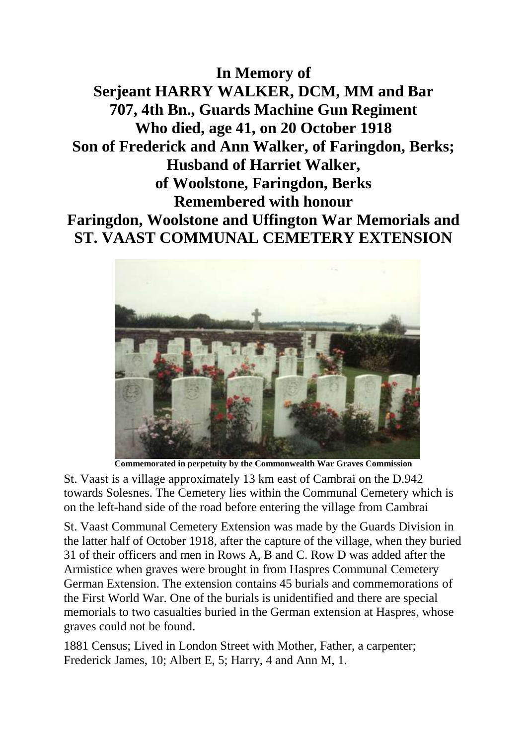**In Memory of**
**Serjeant HARRY WALKER, DCM, MM and Bar**
**707, 4th Bn., Guards Machine Gun Regiment**
**Who died, age 41, on 20 October 1918**
**Son of Frederick and Ann Walker, of Faringdon, Berks;**
**Husband of Harriet Walker,**
**of Woolstone, Faringdon, Berks**
**Remembered with honour**
**Faringdon, Woolstone and Uffington War Memorials and**
**ST. VAAST COMMUNAL CEMETERY EXTENSION**

**Commemorated in perpetuity by the Commonwealth War Graves Commission**

St. Vaast is a village approximately 13 km east of Cambrai on the D.942 towards Solesnes. The Cemetery lies within the Communal Cemetery which is on the left-hand side of the road before entering the village from Cambrai

St. Vaast Communal Cemetery Extension was made by the Guards Division in the latter half of October 1918, after the capture of the village, when they buried 31 of their officers and men in Rows A, B and C. Row D was added after the Armistice when graves were brought in from Haspres Communal Cemetery German Extension. The extension contains 45 burials and commemorations of the First World War. One of the burials is unidentified and there are special memorials to two casualties buried in the German extension at Haspres, whose graves could not be found.

1881 Census; Lived in London Street with Mother, Father, a carpenter; Frederick James, 10; Albert E, 5; Harry, 4 and Ann M, 1.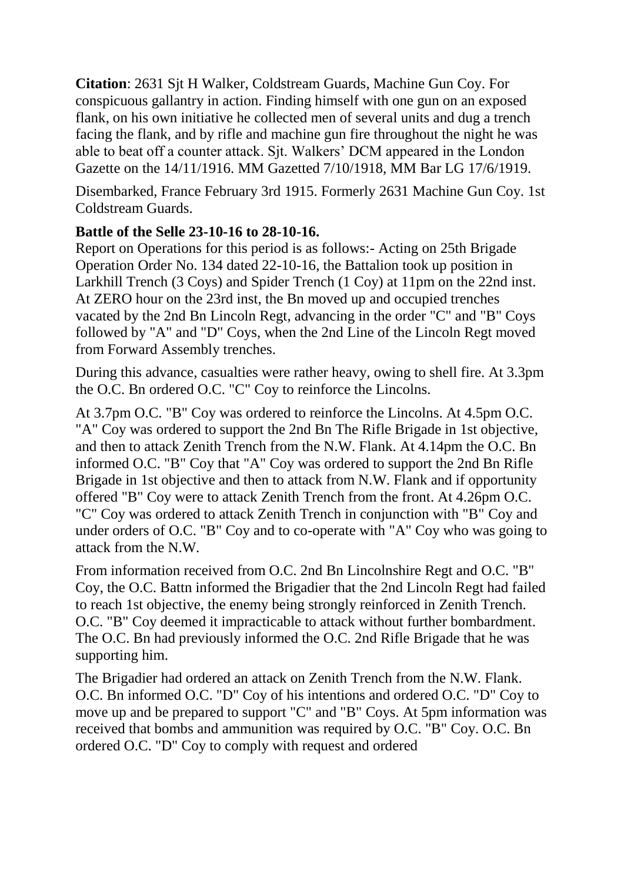**Citation**: 2631 Sjt H Walker, Coldstream Guards, Machine Gun Coy. For conspicuous gallantry in action. Finding himself with one gun on an exposed flank, on his own initiative he collected men of several units and dug a trench facing the flank, and by rifle and machine gun fire throughout the night he was able to beat off a counter attack. Sjt. Walkers' DCM appeared in the London Gazette on the 14/11/1916. MM Gazetted 7/10/1918, MM Bar LG 17/6/1919.

Disembarked, France February 3rd 1915. Formerly 2631 Machine Gun Coy. 1st Coldstream Guards.

**Battle of the Selle 23-10-16 to 28-10-16.**

Report on Operations for this period is as follows:- Acting on 25th Brigade Operation Order No. 134 dated 22-10-16, the Battalion took up position in Larkhill Trench (3 Coys) and Spider Trench (1 Coy) at 11pm on the 22nd inst. At ZERO hour on the 23rd inst, the Bn moved up and occupied trenches vacated by the 2nd Bn Lincoln Regt, advancing in the order "C" and "B" Coys followed by "A" and "D" Coys, when the 2nd Line of the Lincoln Regt moved from Forward Assembly trenches.

During this advance, casualties were rather heavy, owing to shell fire. At 3.3pm the O.C. Bn ordered O.C. "C" Coy to reinforce the Lincolns.

At 3.7pm O.C. "B" Coy was ordered to reinforce the Lincolns. At 4.5pm O.C. "A" Coy was ordered to support the 2nd Bn The Rifle Brigade in 1st objective, and then to attack Zenith Trench from the N.W. Flank. At 4.14pm the O.C. Bn informed O.C. "B" Coy that "A" Coy was ordered to support the 2nd Bn Rifle Brigade in 1st objective and then to attack from N.W. Flank and if opportunity offered "B" Coy were to attack Zenith Trench from the front. At 4.26pm O.C. "C" Coy was ordered to attack Zenith Trench in conjunction with "B" Coy and under orders of O.C. "B" Coy and to co-operate with "A" Coy who was going to attack from the N.W.

From information received from O.C. 2nd Bn Lincolnshire Regt and O.C. "B" Coy, the O.C. Battn informed the Brigadier that the 2nd Lincoln Regt had failed to reach 1st objective, the enemy being strongly reinforced in Zenith Trench. O.C. "B" Coy deemed it impracticable to attack without further bombardment. The O.C. Bn had previously informed the O.C. 2nd Rifle Brigade that he was supporting him.

The Brigadier had ordered an attack on Zenith Trench from the N.W. Flank. O.C. Bn informed O.C. "D" Coy of his intentions and ordered O.C. "D" Coy to move up and be prepared to support "C" and "B" Coys. At 5pm information was received that bombs and ammunition was required by O.C. "B" Coy. O.C. Bn ordered O.C. "D" Coy to comply with request and ordered